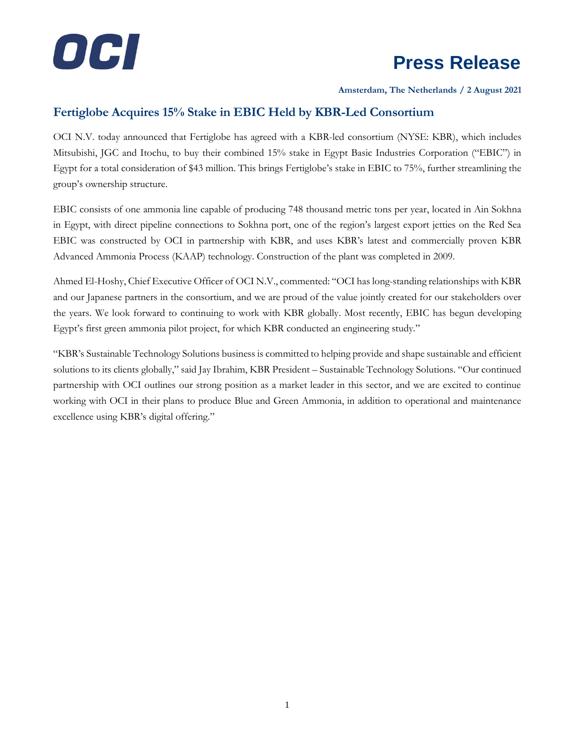OCI

# Press Release

**Amsterdam, The Netherlands / 2 August 2021**

## Fertiglobe Acquires 15% Stake in EBIC Held by KBR-Led Consortium

OCI N.V. today announced that Fertiglobe has agreed with a KBR-led consortium (NYSE: KBR), which includes Mitsubishi, JGC and Itochu, to buy their combined 15% stake in Egypt Basic Industries Corporation ("EBIC") in Egypt for a total consideration of $43 million. This brings Fertiglobe's stake in EBIC to 75%, further streamlining the group's ownership structure.

EBIC consists of one ammonia line capable of producing 748 thousand metric tons per year, located in Ain Sokhna in Egypt, with direct pipeline connections to Sokhna port, one of the region's largest export jetties on the Red Sea EBIC was constructed by OCI in partnership with KBR, and uses KBR's latest and commercially proven KBR Advanced Ammonia Process (KAAP) technology. Construction of the plant was completed in 2009.

Ahmed El-Hoshy, Chief Executive Officer of OCI N.V., commented: "OCI has long-standing relationships with KBR and our Japanese partners in the consortium, and we are proud of the value jointly created for our stakeholders over the years. We look forward to continuing to work with KBR globally. Most recently, EBIC has begun developing Egypt's first green ammonia pilot project, for which KBR conducted an engineering study."

"KBR's Sustainable Technology Solutions business is committed to helping provide and shape sustainable and efficient solutions to its clients globally," said Jay Ibrahim, KBR President – Sustainable Technology Solutions. "Our continued partnership with OCI outlines our strong position as a market leader in this sector, and we are excited to continue working with OCI in their plans to produce Blue and Green Ammonia, in addition to operational and maintenance excellence using KBR's digital offering."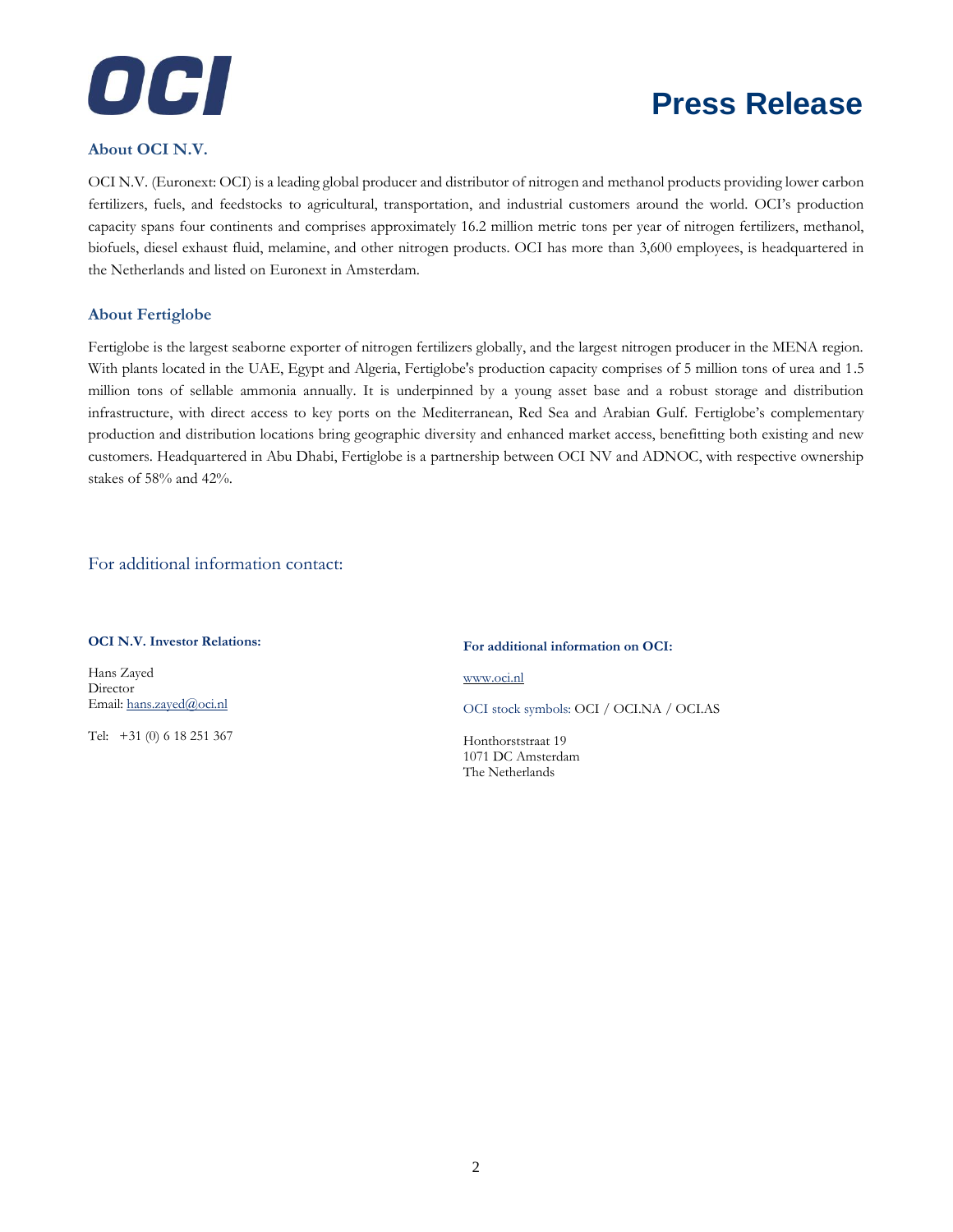## About OCI N.V.

OCI N.V. (Euronext: OCI) is a leading global producer and distributor of nitrogen and methanol products providing lower carbon fertilizers, fuels, and feedstocks to agricultural, transportation, and industrial customers around the world. OCI's production capacity spans four continents and comprises approximately 16.2 million metric tons per year of nitrogen fertilizers, methanol, biofuels, diesel exhaust fluid, melamine, and other nitrogen products. OCI has more than 3,600 employees, is headquartered in the Netherlands and listed on Euronext in Amsterdam.

## About Fertiglobe

Fertiglobe is the largest seaborne exporter of nitrogen fertilizers globally, and the largest nitrogen producer in the MENA region. With plants located in the UAE, Egypt and Algeria, Fertiglobe's production capacity comprises of 5 million tons of urea and 1.5 million tons of sellable ammonia annually. It is underpinned by a young asset base and a robust storage and distribution infrastructure, with direct access to key ports on the Mediterranean, Red Sea and Arabian Gulf. Fertiglobe's complementary production and distribution locations bring geographic diversity and enhanced market access, benefitting both existing and new customers. Headquartered in Abu Dhabi, Fertiglobe is a partnership between OCI NV and ADNOC, with respective ownership stakes of 58% and 42%.

## For additional information contact:

**OCI N.V. Investor Relations:**

Hans Zayed
Director
Email: hans.zayed@oci.nl

Tel: +31 (0) 6 18 251 367

**For additional information on OCI:**

www.oci.nl

OCI stock symbols: OCI / OCI.NA / OCI.AS

Honthorststraat 19
1071 DC Amsterdam
The Netherlands